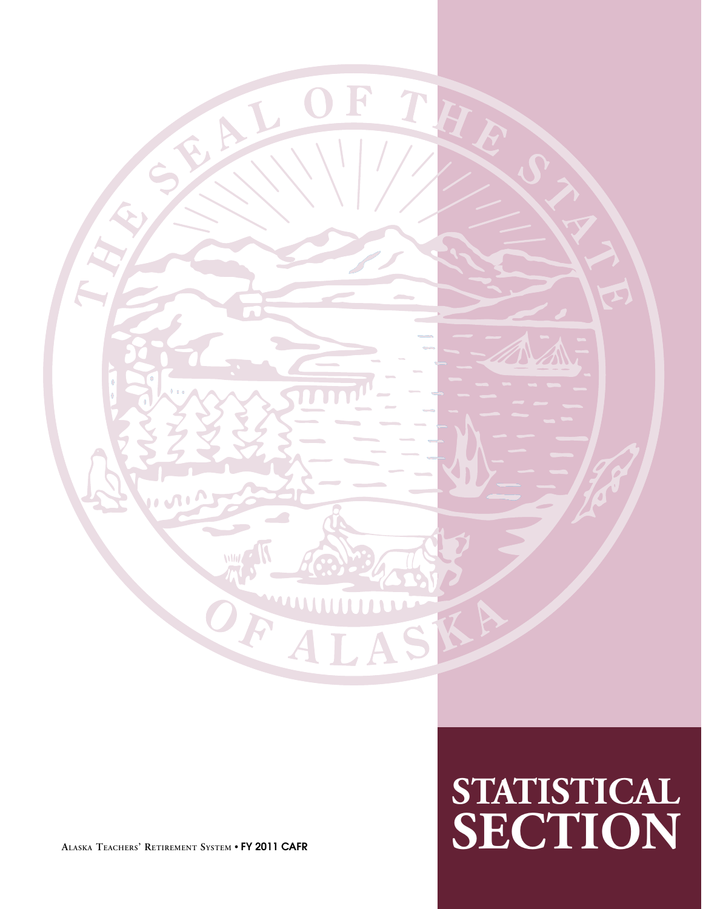# STATISTICAL SECTION

Alaska Teachers' Retirement System • FY 2011 CAFR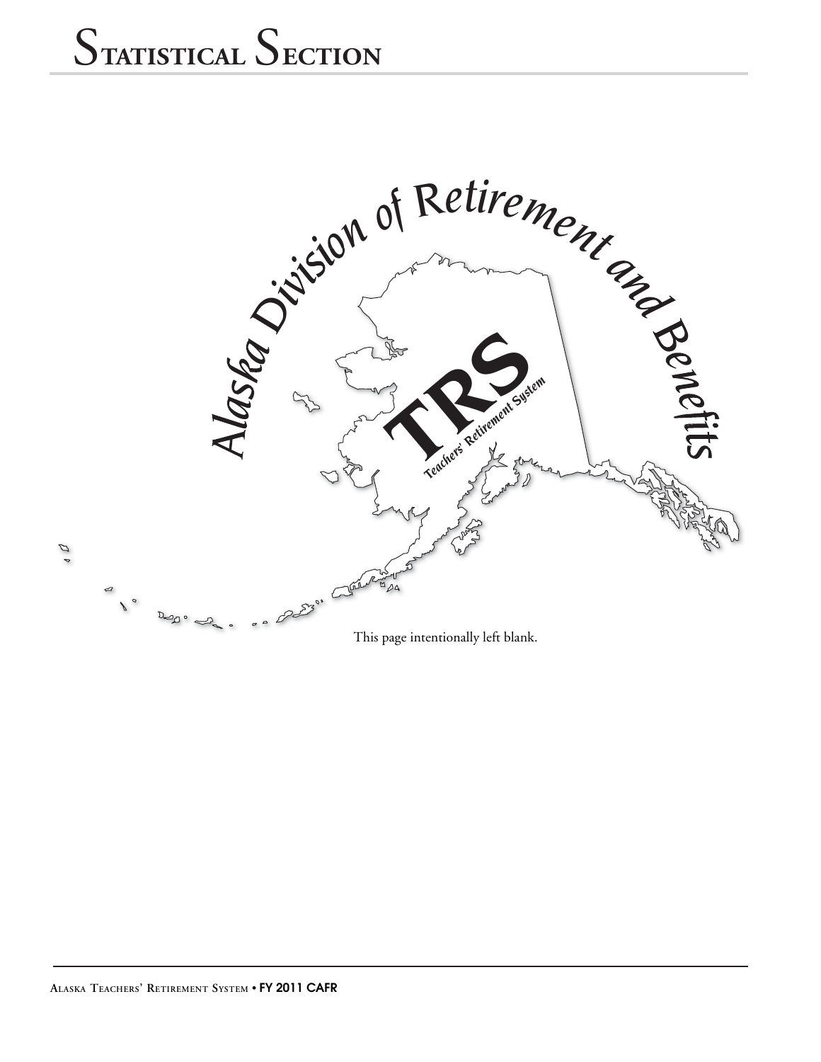# Statistical Section

This page intentionally left blank.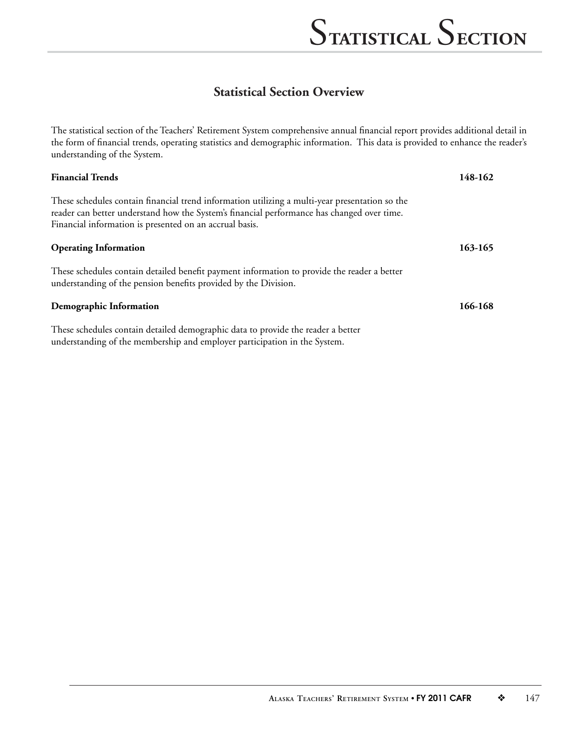# Statistical Section

## Statistical Section Overview

The statistical section of the Teachers' Retirement System comprehensive annual financial report provides additional detail in the form of financial trends, operating statistics and demographic information. This data is provided to enhance the reader's understanding of the System.

**Financial Trends** **148-162**

These schedules contain financial trend information utilizing a multi-year presentation so the reader can better understand how the System's financial performance has changed over time. Financial information is presented on an accrual basis.

**Operating Information** **163-165**

These schedules contain detailed benefit payment information to provide the reader a better understanding of the pension benefits provided by the Division.

**Demographic Information** **166-168**

These schedules contain detailed demographic data to provide the reader a better understanding of the membership and employer participation in the System.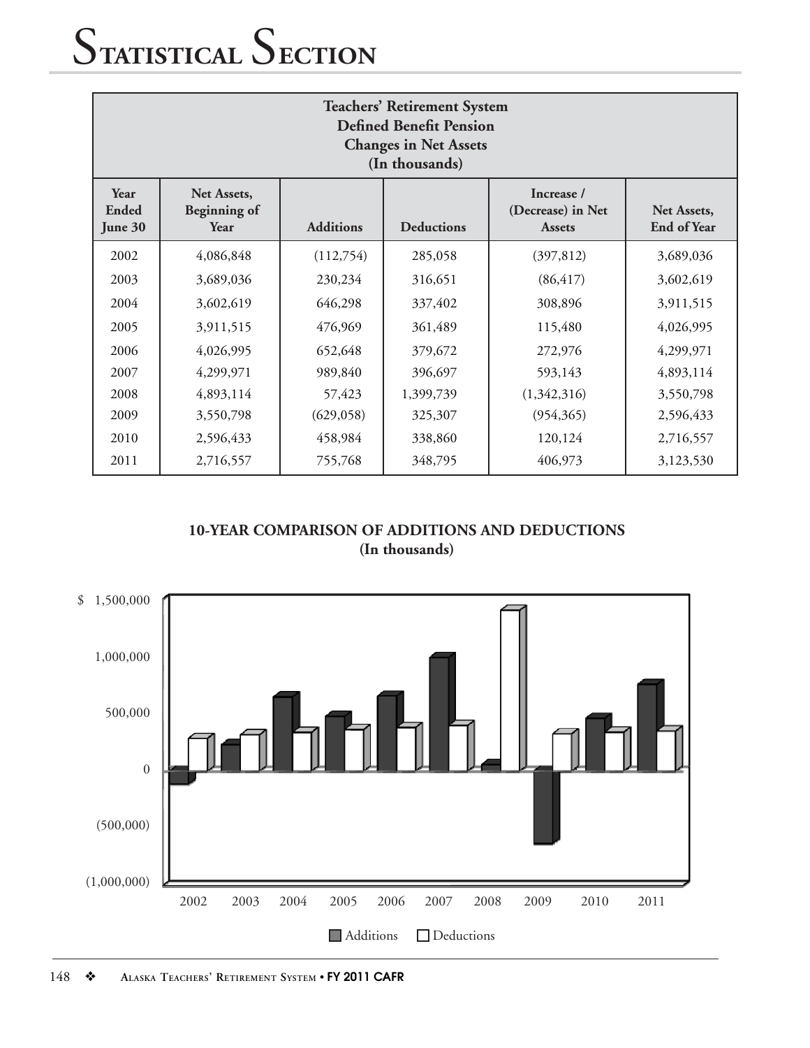# Statistical Section

| Teachers' Retirement System Defined Benefit Pension Changes in Net Assets (In thousands) | | | | | |
|---|---|---|---|---|---|
| Year Ended June 30 | Net Assets, Beginning of Year | Additions | Deductions | Increase / (Decrease) in Net Assets | Net Assets, End of Year |
| 2002 | 4,086,848 | (112,754) | 285,058 | (397,812) | 3,689,036 |
| 2003 | 3,689,036 | 230,234 | 316,651 | (86,417) | 3,602,619 |
| 2004 | 3,602,619 | 646,298 | 337,402 | 308,896 | 3,911,515 |
| 2005 | 3,911,515 | 476,969 | 361,489 | 115,480 | 4,026,995 |
| 2006 | 4,026,995 | 652,648 | 379,672 | 272,976 | 4,299,971 |
| 2007 | 4,299,971 | 989,840 | 396,697 | 593,143 | 4,893,114 |
| 2008 | 4,893,114 | 57,423 | 1,399,739 | (1,342,316) | 3,550,798 |
| 2009 | 3,550,798 | (629,058) | 325,307 | (954,365) | 2,596,433 |
| 2010 | 2,596,433 | 458,984 | 338,860 | 120,124 | 2,716,557 |
| 2011 | 2,716,557 | 755,768 | 348,795 | 406,973 | 3,123,530 |

**10-YEAR COMPARISON OF ADDITIONS AND DEDUCTIONS**
**(In thousands)**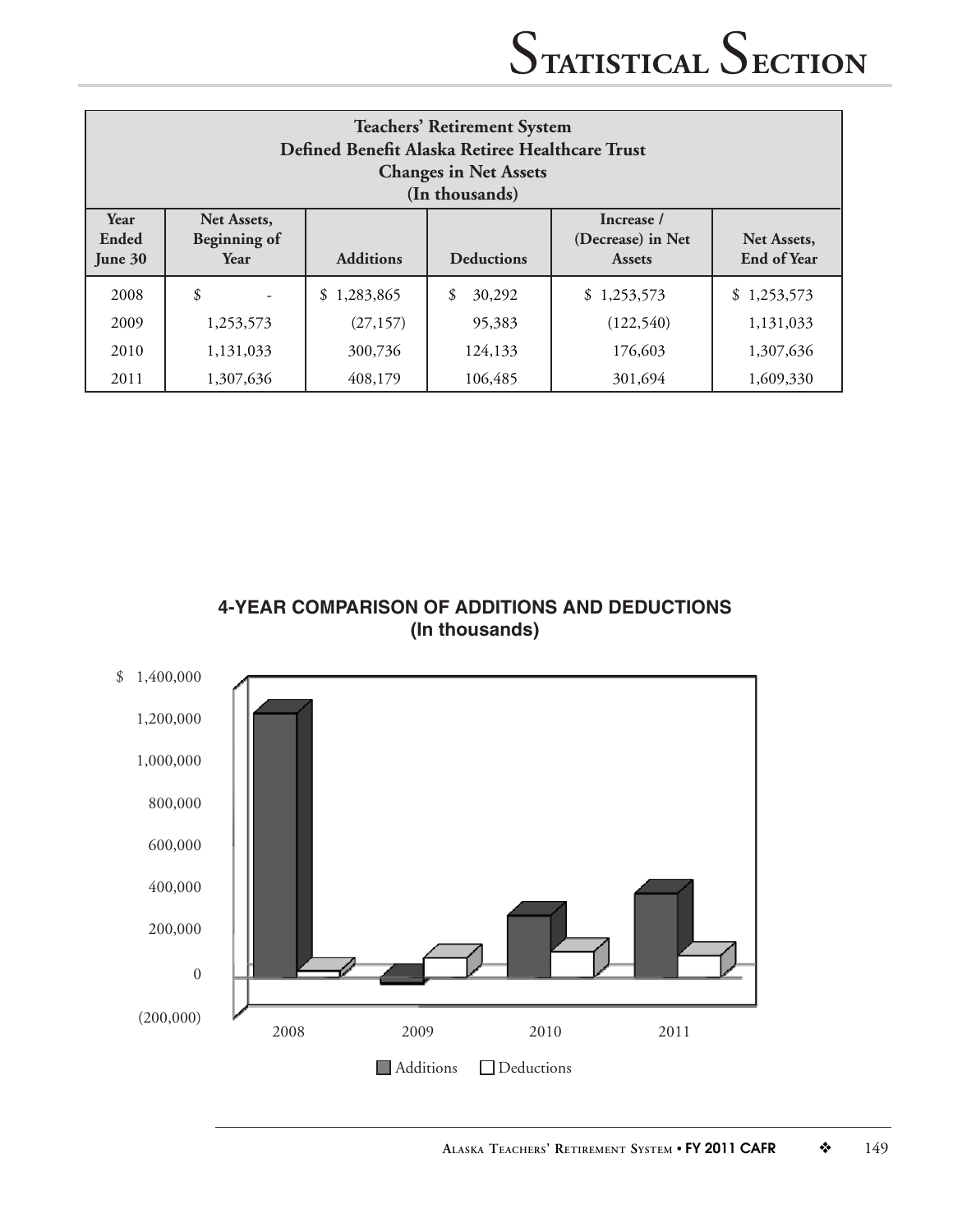# Statistical Section

| Teachers' Retirement System<br>Defined Benefit Alaska Retiree Healthcare Trust<br>Changes in Net Assets<br>(In thousands) | | | | | |
|---|---|---|---|---|---|
| Year Ended June 30 | Net Assets, Beginning of Year | Additions | Deductions | Increase / (Decrease) in Net Assets | Net Assets, End of Year |
| 2008 | $ - | $ 1,283,865 | $ 30,292 | $ 1,253,573 | $ 1,253,573 |
| 2009 | 1,253,573 | (27,157) | 95,383 | (122,540) | 1,131,033 |
| 2010 | 1,131,033 | 300,736 | 124,133 | 176,603 | 1,307,636 |
| 2011 | 1,307,636 | 408,179 | 106,485 | 301,694 | 1,609,330 |

**4-YEAR COMPARISON OF ADDITIONS AND DEDUCTIONS**
**(In thousands)**

$ 1,400,000
1,200,000
1,000,000
800,000
600,000
400,000
200,000
0
(200,000)

2008 2009 2010 2011

Additions Deductions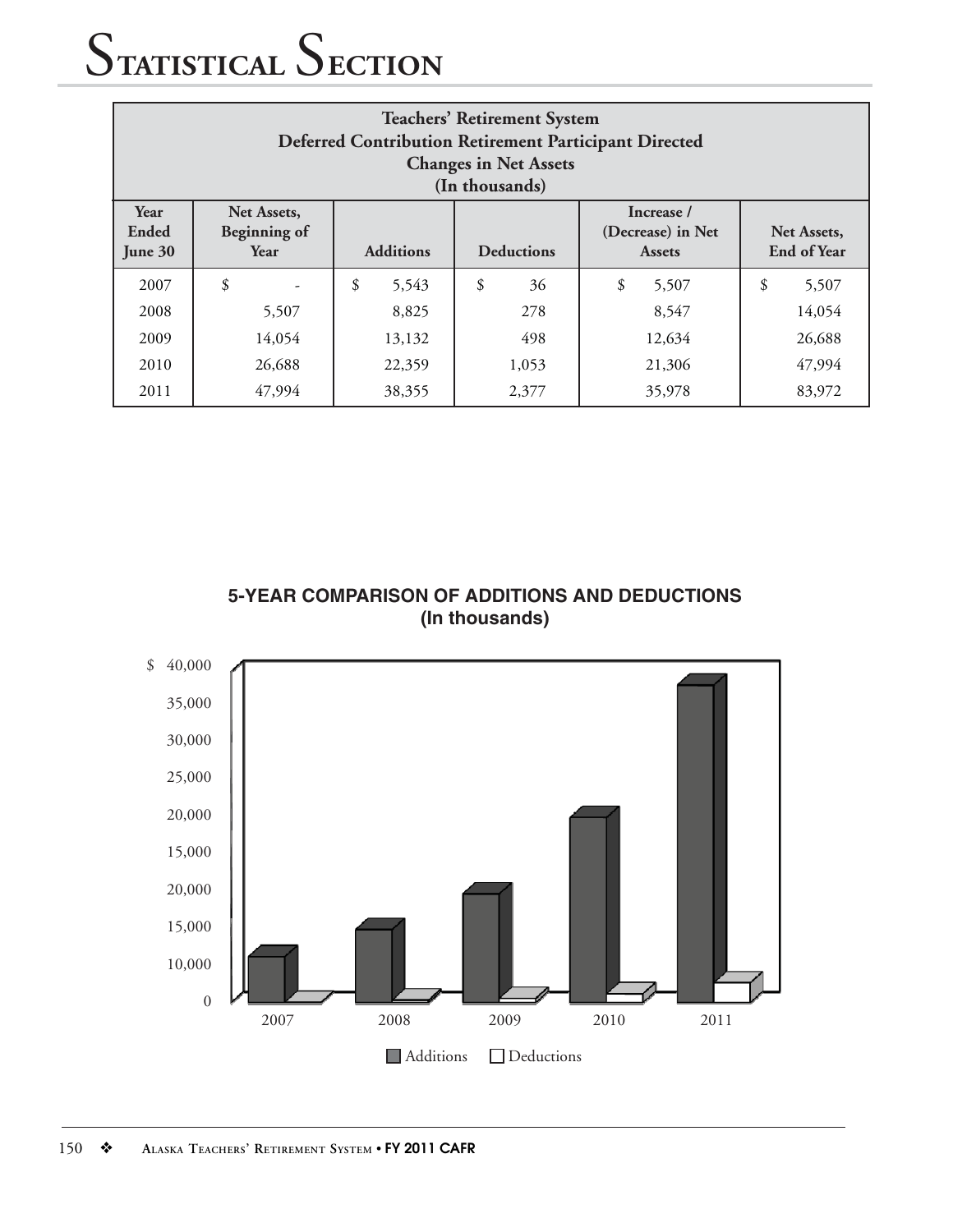# Statistical Section

| Teachers' Retirement System<br>Deferred Contribution Retirement Participant Directed<br>Changes in Net Assets<br>(In thousands) | | | | | |
|---|---|---|---|---|---|
| Year Ended June 30 | Net Assets, Beginning of Year | Additions | Deductions | Increase / (Decrease) in Net Assets | Net Assets, End of Year |
| 2007 | $ - | $ 5,543 | $ 36 | $ 5,507 | $ 5,507 |
| 2008 | 5,507 | 8,825 | 278 | 8,547 | 14,054 |
| 2009 | 14,054 | 13,132 | 498 | 12,634 | 26,688 |
| 2010 | 26,688 | 22,359 | 1,053 | 21,306 | 47,994 |
| 2011 | 47,994 | 38,355 | 2,377 | 35,978 | 83,972 |

**5-YEAR COMPARISON OF ADDITIONS AND DEDUCTIONS**
**(In thousands)**

$ 40,000
35,000
30,000
25,000
20,000
15,000
20,000
15,000
10,000
0

2007 2008 2009 2010 2011

Additions Deductions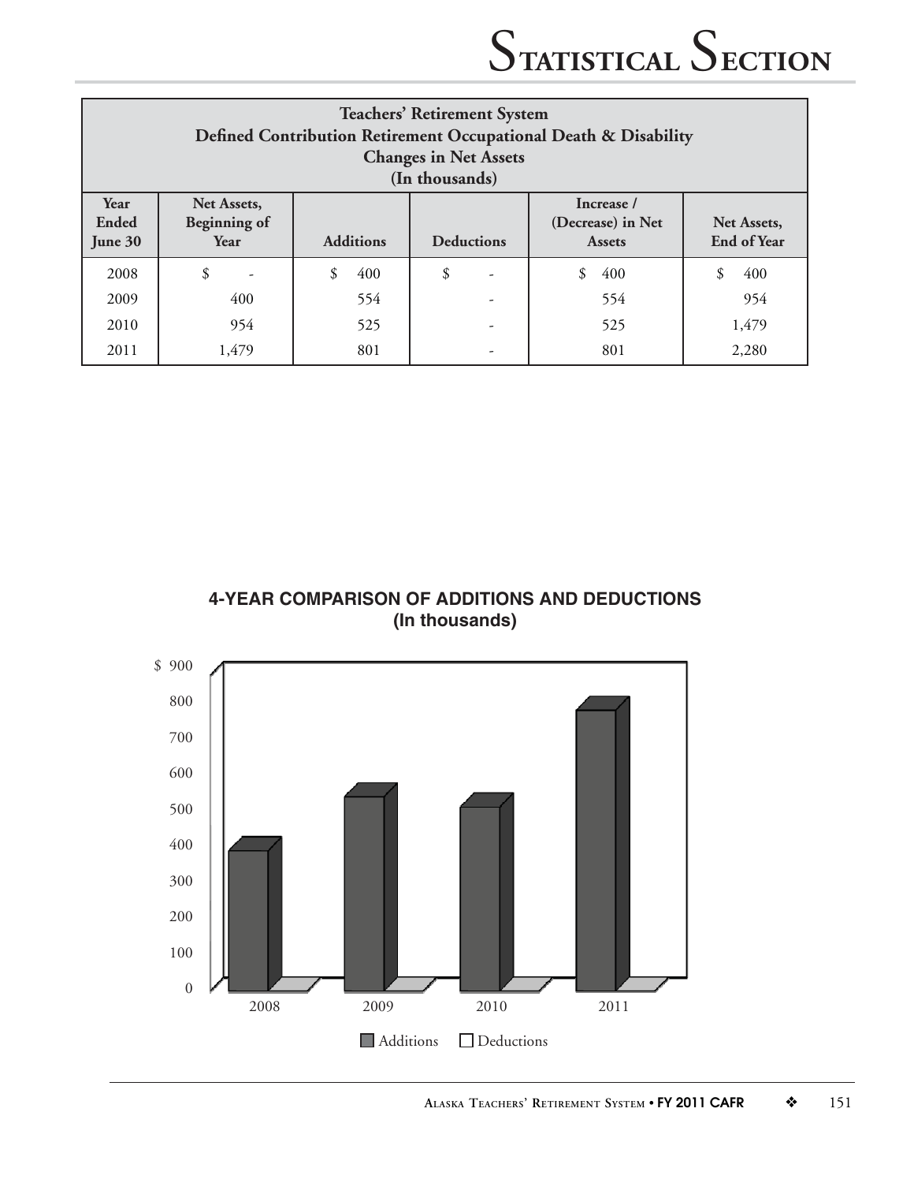## Teachers' Retirement System
### Defined Contribution Retirement Occupational Death & Disability
### Changes in Net Assets
### (In thousands)

| Year Ended June 30 | Net Assets, Beginning of Year | Additions | Deductions | Increase / (Decrease) in Net Assets | Net Assets, End of Year |
|---|---|---|---|---|---|
| 2008 | $ - | $ 400 | $ - | $ 400 | $ 400 |
| 2009 | 400 | 554 | - | 554 | 954 |
| 2010 | 954 | 525 | - | 525 | 1,479 |
| 2011 | 1,479 | 801 | - | 801 | 2,280 |

**4-YEAR COMPARISON OF ADDITIONS AND DEDUCTIONS**
**(In thousands)**

$ 900
800
700
600
500
400
300
200
100
0

2008 2009 2010 2011

Additions Deductions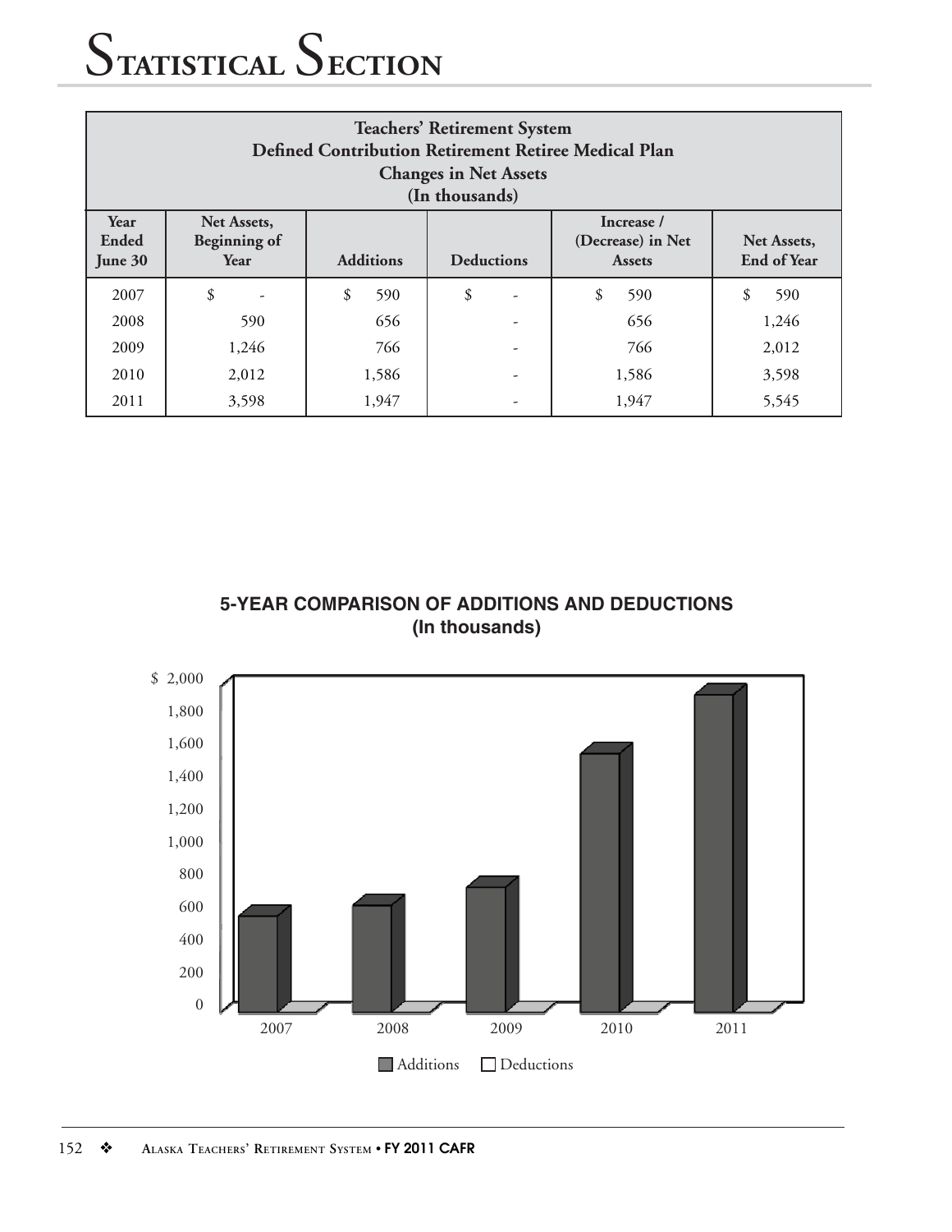# Statistical Section

| Teachers' Retirement System<br>Defined Contribution Retirement Retiree Medical Plan<br>Changes in Net Assets<br>(In thousands) | | | | | |
|---|---|---|---|---|---|
| Year Ended June 30 | Net Assets, Beginning of Year | Additions | Deductions | Increase / (Decrease) in Net Assets | Net Assets, End of Year |
| 2007 | $ - | $ 590 | $ - | $ 590 | $ 590 |
| 2008 | 590 | 656 | - | 656 | 1,246 |
| 2009 | 1,246 | 766 | - | 766 | 2,012 |
| 2010 | 2,012 | 1,586 | - | 1,586 | 3,598 |
| 2011 | 3,598 | 1,947 | - | 1,947 | 5,545 |

**5-YEAR COMPARISON OF ADDITIONS AND DEDUCTIONS**
**(In thousands)**

$ 2,000
1,800
1,600
1,400
1,200
1,000
800
600
400
200
0

2007 2008 2009 2010 2011

Additions Deductions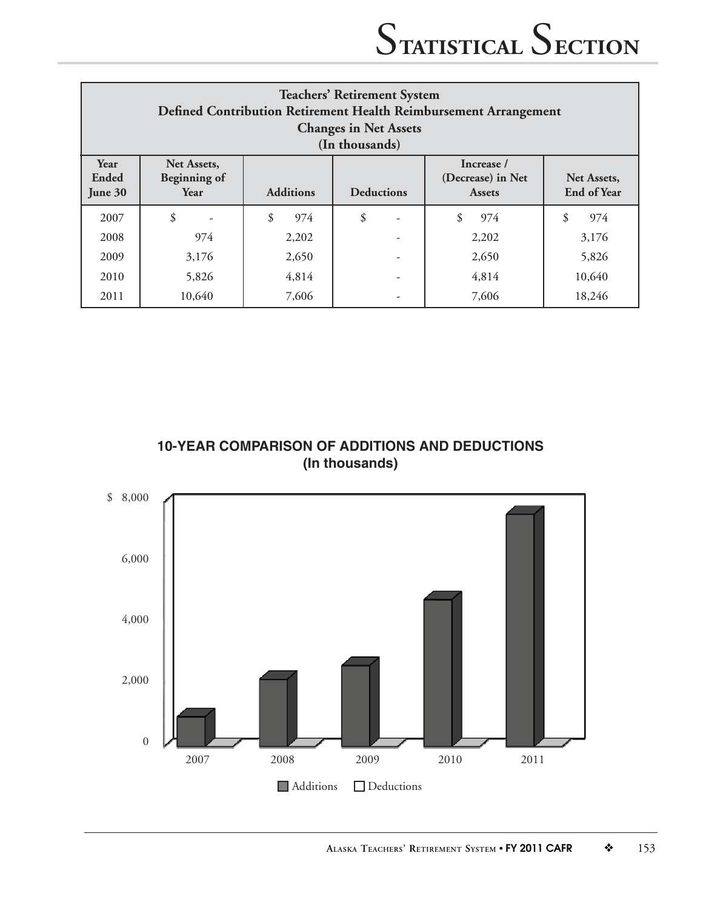## Teachers' Retirement System
## Defined Contribution Retirement Health Reimbursement Arrangement
## Changes in Net Assets
## (In thousands)

| Year Ended June 30 | Net Assets, Beginning of Year | Additions | Deductions | Increase / (Decrease) in Net Assets | Net Assets, End of Year |
|---|---|---|---|---|---|
| 2007 | $ - | $ 974 | $ - | $ 974 | $ 974 |
| 2008 | 974 | 2,202 | - | 2,202 | 3,176 |
| 2009 | 3,176 | 2,650 | - | 2,650 | 5,826 |
| 2010 | 5,826 | 4,814 | - | 4,814 | 10,640 |
| 2011 | 10,640 | 7,606 | - | 7,606 | 18,246 |

**10-YEAR COMPARISON OF ADDITIONS AND DEDUCTIONS**
**(In thousands)**

$ 8,000

6,000

4,000

2,000

0

2007 2008 2009 2010 2011

Additions Deductions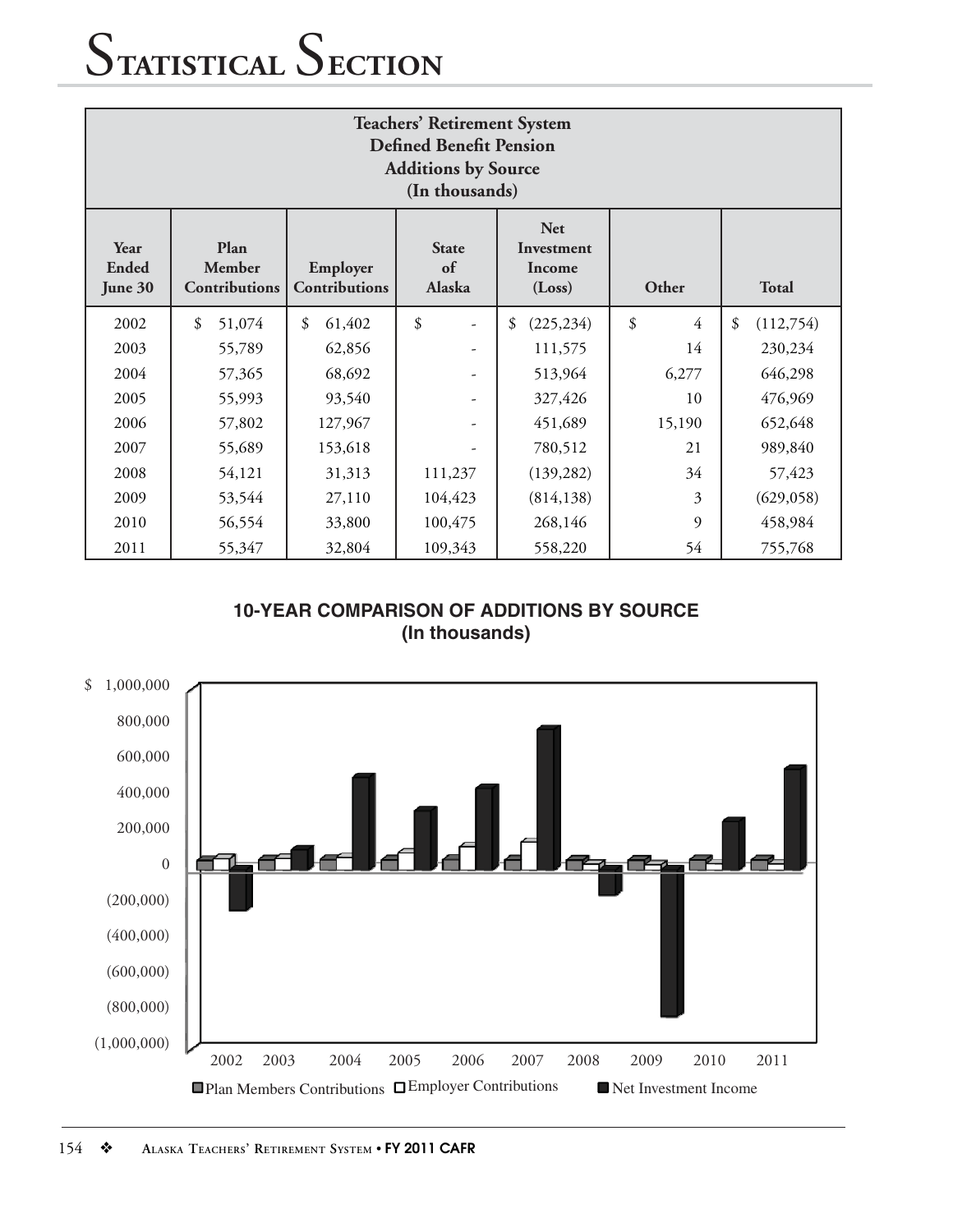# Statistical Section

| Teachers' Retirement System Defined Benefit Pension Additions by Source (In thousands) | | | | | | |
|---|---|---|---|---|---|---|
| Year Ended June 30 | Plan Member Contributions | Employer Contributions | State of Alaska | Net Investment Income (Loss) | Other | Total |
| 2002 | $ 51,074 | $ 61,402 | $ - | $ (225,234) | $ 4 | $ (112,754) |
| 2003 | 55,789 | 62,856 | - | 111,575 | 14 | 230,234 |
| 2004 | 57,365 | 68,692 | - | 513,964 | 6,277 | 646,298 |
| 2005 | 55,993 | 93,540 | - | 327,426 | 10 | 476,969 |
| 2006 | 57,802 | 127,967 | - | 451,689 | 15,190 | 652,648 |
| 2007 | 55,689 | 153,618 | - | 780,512 | 21 | 989,840 |
| 2008 | 54,121 | 31,313 | 111,237 | (139,282) | 34 | 57,423 |
| 2009 | 53,544 | 27,110 | 104,423 | (814,138) | 3 | (629,058) |
| 2010 | 56,554 | 33,800 | 100,475 | 268,146 | 9 | 458,984 |
| 2011 | 55,347 | 32,804 | 109,343 | 558,220 | 54 | 755,768 |

**10-YEAR COMPARISON OF ADDITIONS BY SOURCE**
**(In thousands)**

$ 1,000,000
800,000
600,000
400,000
200,000
0
(200,000)
(400,000)
(600,000)
(800,000)
(1,000,000)

2002 2003 2004 2005 2006 2007 2008 2009 2010 2011

Plan Members Contributions / Employer Contributions / Net Investment Income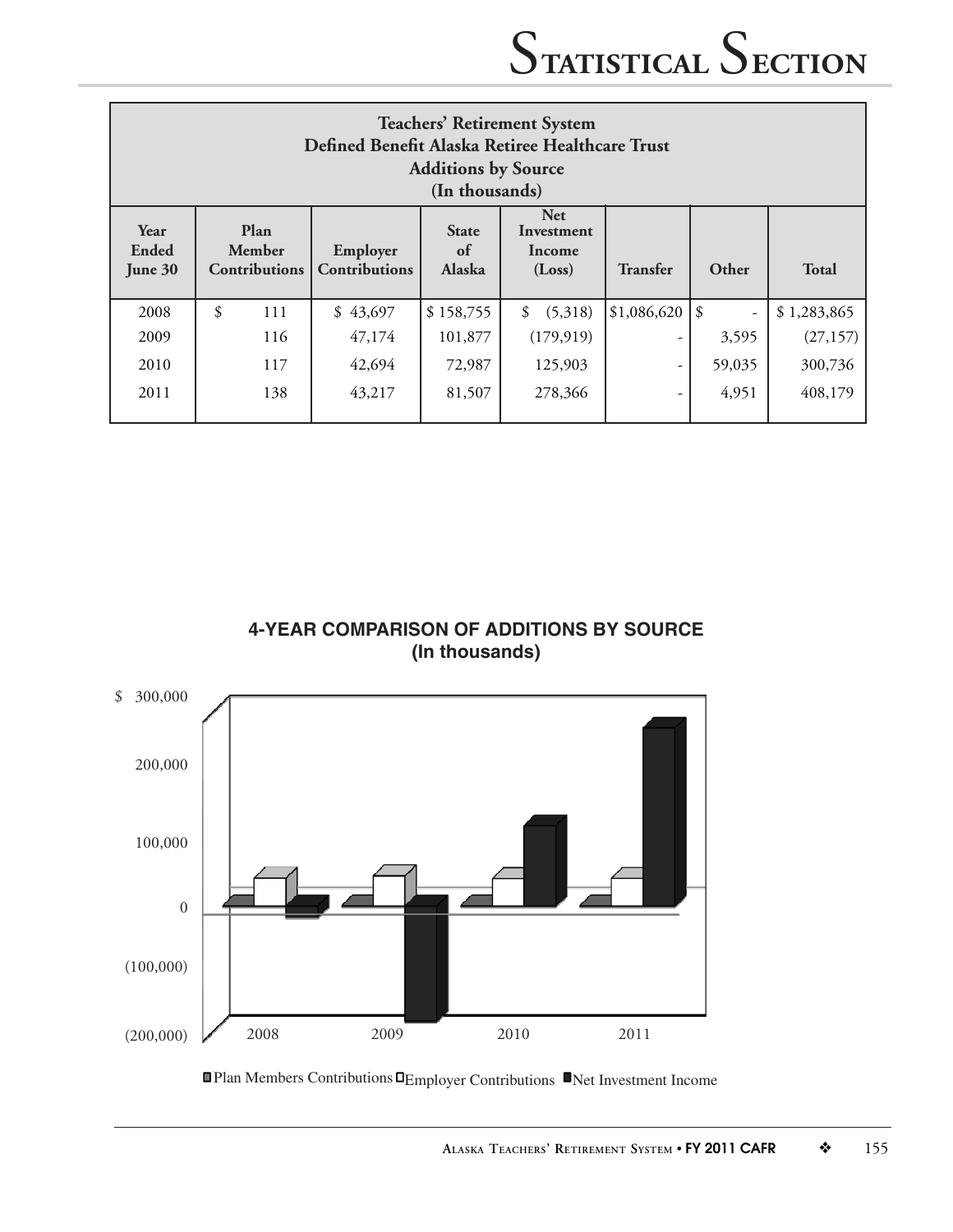# Statistical Section

| Teachers' Retirement System<br>Defined Benefit Alaska Retiree Healthcare Trust<br>Additions by Source<br>(In thousands) | | | | | | | |
|---|---|---|---|---|---|---|---|
| Year Ended June 30 | Plan Member Contributions | Employer Contributions | State of Alaska | Net Investment Income (Loss) | Transfer | Other | Total |
| 2008 | $ 111 | $ 43,697 | $ 158,755 | $ (5,318) | $1,086,620 | $ - | $ 1,283,865 |
| 2009 | 116 | 47,174 | 101,877 | (179,919) | - | 3,595 | (27,157) |
| 2010 | 117 | 42,694 | 72,987 | 125,903 | - | 59,035 | 300,736 |
| 2011 | 138 | 43,217 | 81,507 | 278,366 | - | 4,951 | 408,179 |

**4-YEAR COMPARISON OF ADDITIONS BY SOURCE**
**(In thousands)**

$ 300,000
200,000
100,000
0
(100,000)
(200,000)

2008 2009 2010 2011

Plan Members Contributions Employer Contributions Net Investment Income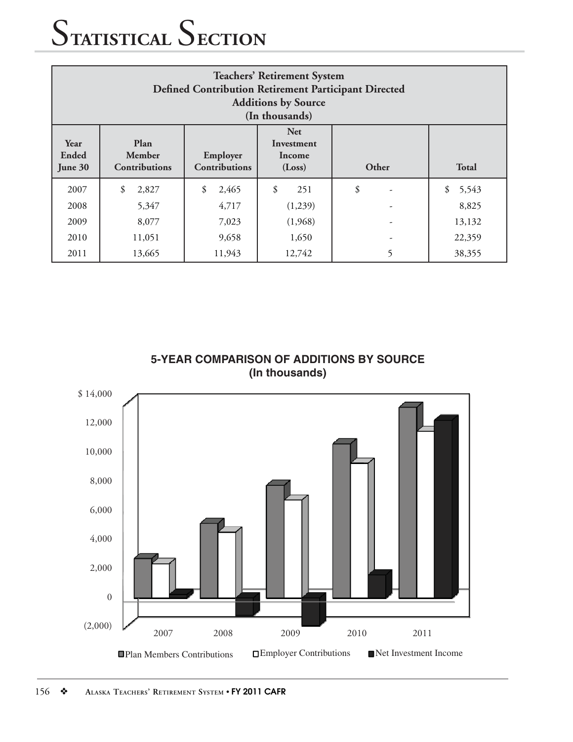# Statistical Section

| Teachers' Retirement System<br>Defined Contribution Retirement Participant Directed<br>Additions by Source<br>(In thousands) | | | | | |
|---|---|---|---|---|---|
| Year Ended June 30 | Plan Member Contributions | Employer Contributions | Net Investment Income (Loss) | Other | Total |
| 2007 | $ 2,827 | $ 2,465 | $ 251 | $ - | $ 5,543 |
| 2008 | 5,347 | 4,717 | (1,239) | - | 8,825 |
| 2009 | 8,077 | 7,023 | (1,968) | - | 13,132 |
| 2010 | 11,051 | 9,658 | 1,650 | - | 22,359 |
| 2011 | 13,665 | 11,943 | 12,742 | 5 | 38,355 |

**5-YEAR COMPARISON OF ADDITIONS BY SOURCE**
**(In thousands)**

$ 14,000
12,000
10,000
8,000
6,000
4,000
2,000
0
(2,000)

2007 2008 2009 2010 2011

Plan Members Contributions | Employer Contributions | Net Investment Income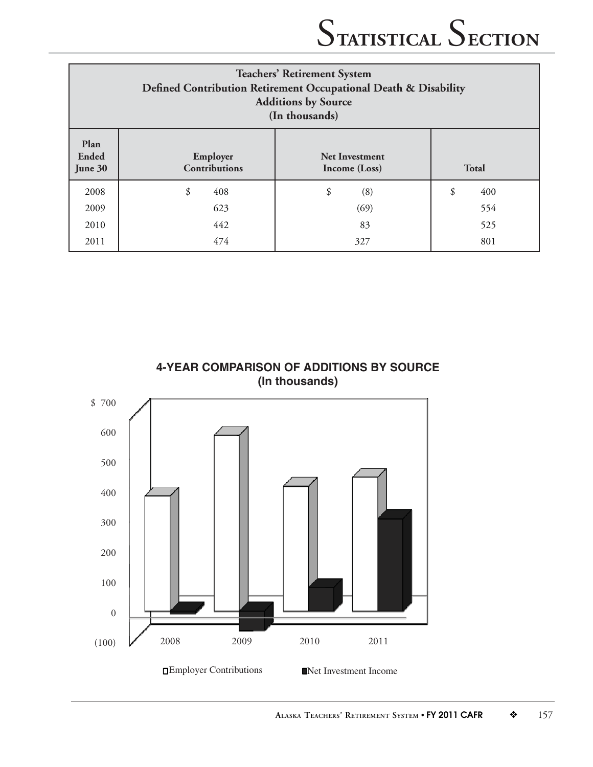| Teachers' Retirement System<br>Defined Contribution Retirement Occupational Death & Disability<br>Additions by Source<br>(In thousands) | | | |
|---|---|---|---|
| Plan Ended June 30 | Employer Contributions | Net Investment Income (Loss) | Total |
| 2008 | $ 408 | $ (8) | $ 400 |
| 2009 | 623 | (69) | 554 |
| 2010 | 442 | 83 | 525 |
| 2011 | 474 | 327 | 801 |

**4-YEAR COMPARISON OF ADDITIONS BY SOURCE**
**(In thousands)**

$ 700
600
500
400
300
200
100
0
(100)

2008 2009 2010 2011

Employer Contributions    Net Investment Income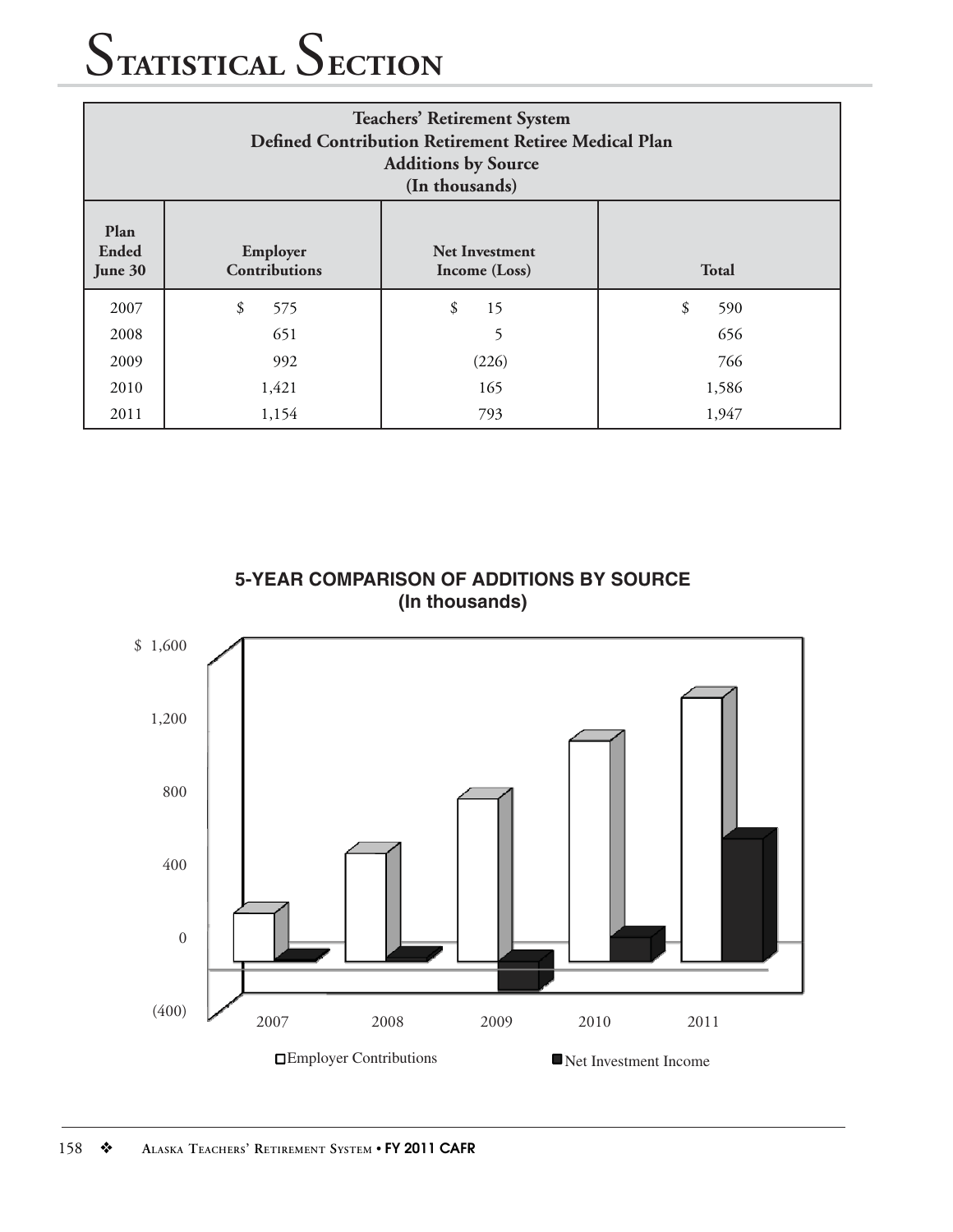| Teachers' Retirement System<br>Defined Contribution Retirement Retiree Medical Plan<br>Additions by Source<br>(In thousands) | | | |
|---|---|---|---|
| Plan Ended June 30 | Employer Contributions | Net Investment Income (Loss) | Total |
| 2007 | $ 575 | $ 15 | $ 590 |
| 2008 | 651 | 5 | 656 |
| 2009 | 992 | (226) | 766 |
| 2010 | 1,421 | 165 | 1,586 |
| 2011 | 1,154 | 793 | 1,947 |

**5-YEAR COMPARISON OF ADDITIONS BY SOURCE**
**(In thousands)**

$ 1,600
1,200
800
400
0
(400)

2007 2008 2009 2010 2011

Employer Contributions ■ Net Investment Income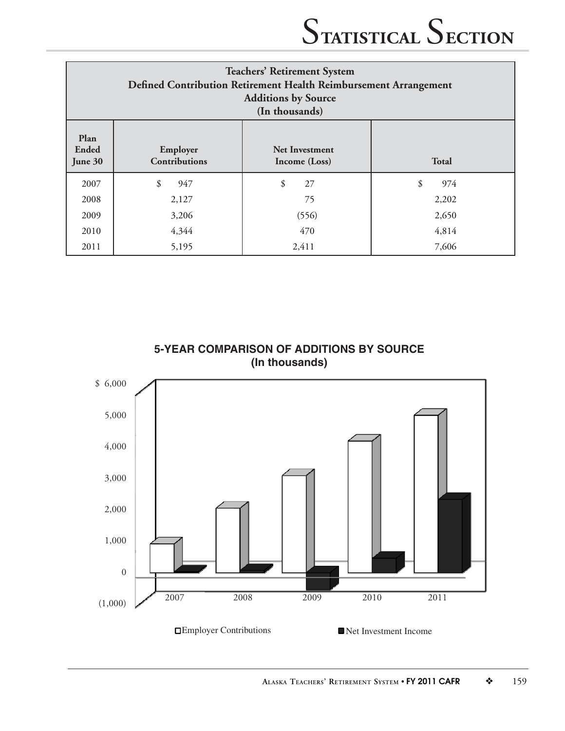| Teachers' Retirement System<br>Defined Contribution Retirement Health Reimbursement Arrangement<br>Additions by Source<br>(In thousands) | | | |
|---|---|---|---|
| Plan Ended June 30 | Employer Contributions | Net Investment Income (Loss) | Total |
| 2007 | $ 947 | $ 27 | $ 974 |
| 2008 | 2,127 | 75 | 2,202 |
| 2009 | 3,206 | (556) | 2,650 |
| 2010 | 4,344 | 470 | 4,814 |
| 2011 | 5,195 | 2,411 | 7,606 |

**5-YEAR COMPARISON OF ADDITIONS BY SOURCE**
**(In thousands)**

$ 6,000
5,000
4,000
3,000
2,000
1,000
0
(1,000)

2007 2008 2009 2010 2011

□ Employer Contributions ■ Net Investment Income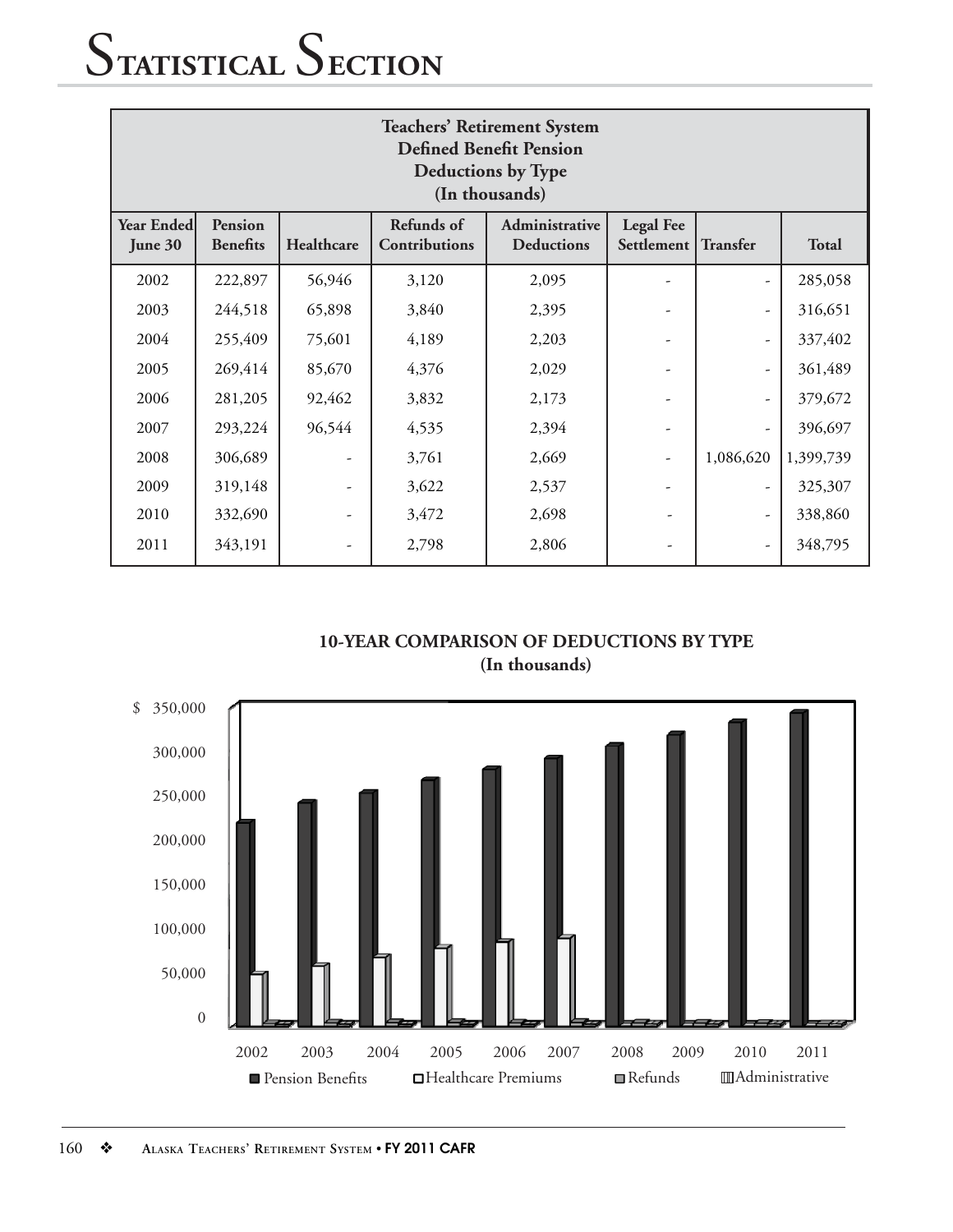# Statistical Section

| Teachers' Retirement System Defined Benefit Pension Deductions by Type (In thousands) | | | | | | | |
|---|---|---|---|---|---|---|---|
| Year Ended June 30 | Pension Benefits | Healthcare | Refunds of Contributions | Administrative Deductions | Legal Fee Settlement | Transfer | Total |
| 2002 | 222,897 | 56,946 | 3,120 | 2,095 | - | - | 285,058 |
| 2003 | 244,518 | 65,898 | 3,840 | 2,395 | - | - | 316,651 |
| 2004 | 255,409 | 75,601 | 4,189 | 2,203 | - | - | 337,402 |
| 2005 | 269,414 | 85,670 | 4,376 | 2,029 | - | - | 361,489 |
| 2006 | 281,205 | 92,462 | 3,832 | 2,173 | - | - | 379,672 |
| 2007 | 293,224 | 96,544 | 4,535 | 2,394 | - | - | 396,697 |
| 2008 | 306,689 | - | 3,761 | 2,669 | - | 1,086,620 | 1,399,739 |
| 2009 | 319,148 | - | 3,622 | 2,537 | - | - | 325,307 |
| 2010 | 332,690 | - | 3,472 | 2,698 | - | - | 338,860 |
| 2011 | 343,191 | - | 2,798 | 2,806 | - | - | 348,795 |

**10-YEAR COMPARISON OF DEDUCTIONS BY TYPE (In thousands)**

$ 350,000
300,000
250,000
200,000
150,000
100,000
50,000
0

2002 2003 2004 2005 2006 2007 2008 2009 2010 2011

Pension Benefits | Healthcare Premiums | Refunds | Administrative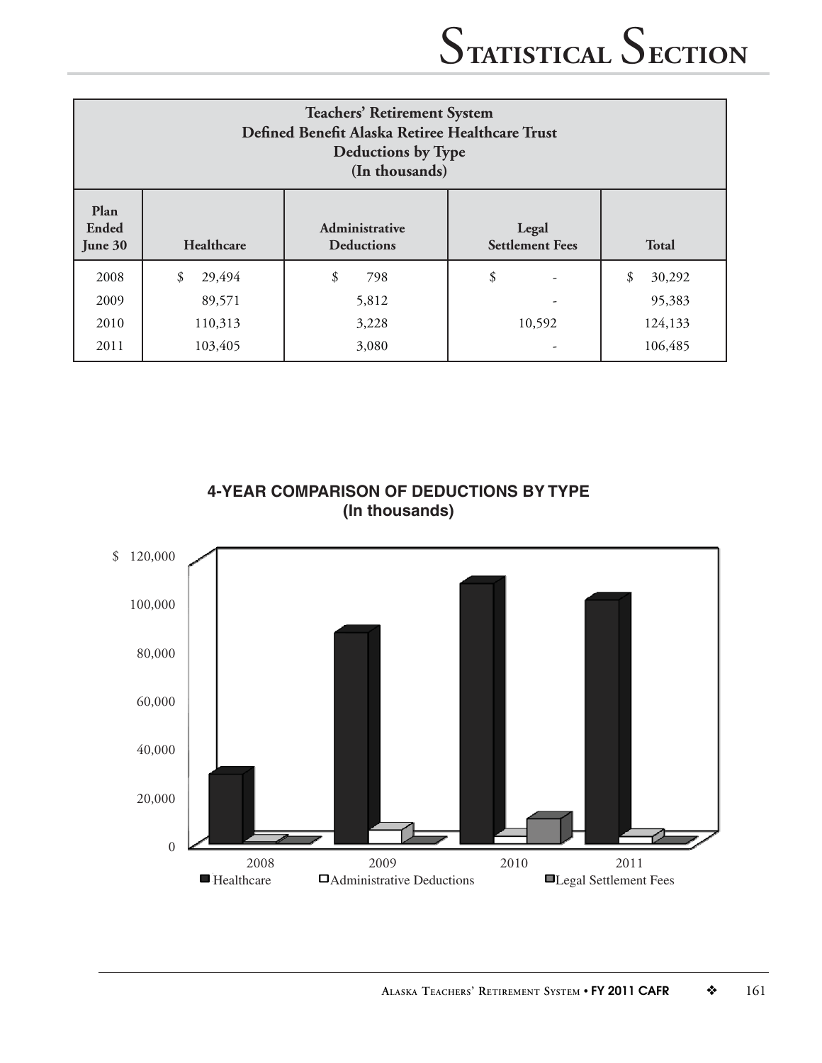| Teachers' Retirement System<br>Defined Benefit Alaska Retiree Healthcare Trust<br>Deductions by Type<br>(In thousands) | | | | |
|---|---|---|---|---|
| Plan Ended June 30 | Healthcare | Administrative Deductions | Legal Settlement Fees | Total |
| 2008 | $ 29,494 | $ 798 | $ - | $ 30,292 |
| 2009 | 89,571 | 5,812 | - | 95,383 |
| 2010 | 110,313 | 3,228 | 10,592 | 124,133 |
| 2011 | 103,405 | 3,080 | - | 106,485 |

**4-YEAR COMPARISON OF DEDUCTIONS BY TYPE**
**(In thousands)**

$ 120,000
100,000
80,000
60,000
40,000
20,000
0

2008 2009 2010 2011

Healthcare Administrative Deductions Legal Settlement Fees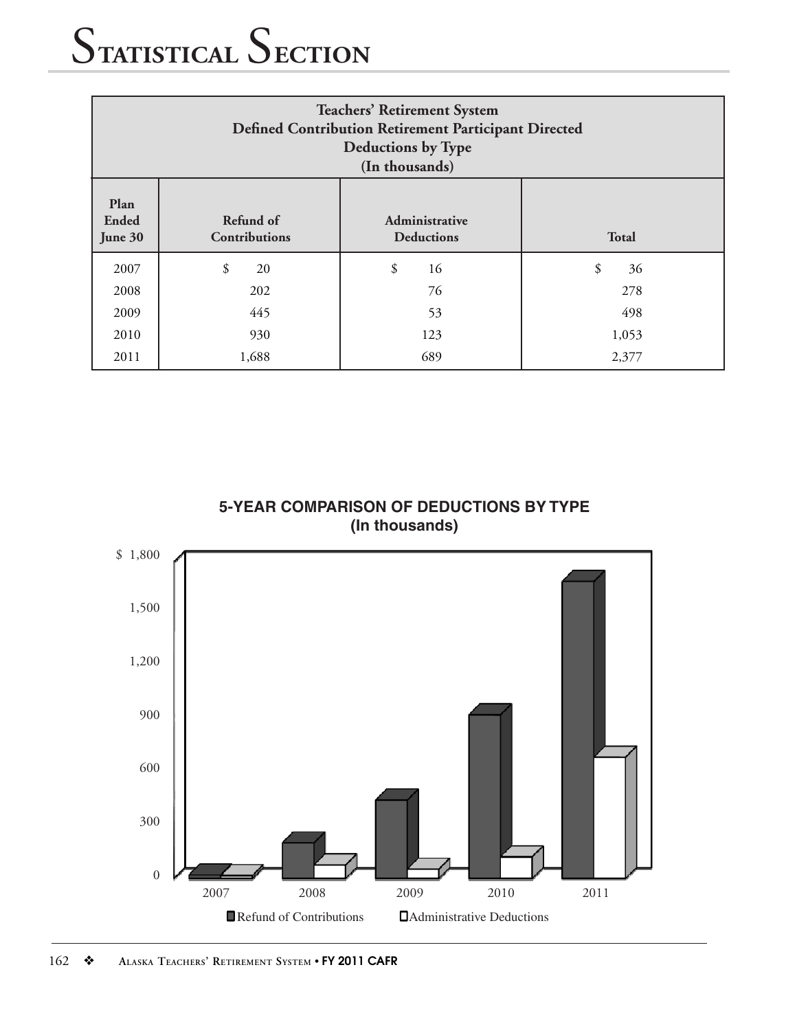# Statistical Section

| Teachers' Retirement System<br>Defined Contribution Retirement Participant Directed<br>Deductions by Type<br>(In thousands) | | | |
|---|---|---|---|
| Plan Ended June 30 | Refund of Contributions | Administrative Deductions | Total |
| 2007 | $ 20 | $ 16 | $ 36 |
| 2008 | 202 | 76 | 278 |
| 2009 | 445 | 53 | 498 |
| 2010 | 930 | 123 | 1,053 |
| 2011 | 1,688 | 689 | 2,377 |

**5-YEAR COMPARISON OF DEDUCTIONS BY TYPE**
**(In thousands)**

Refund of Contributions / Administrative Deductions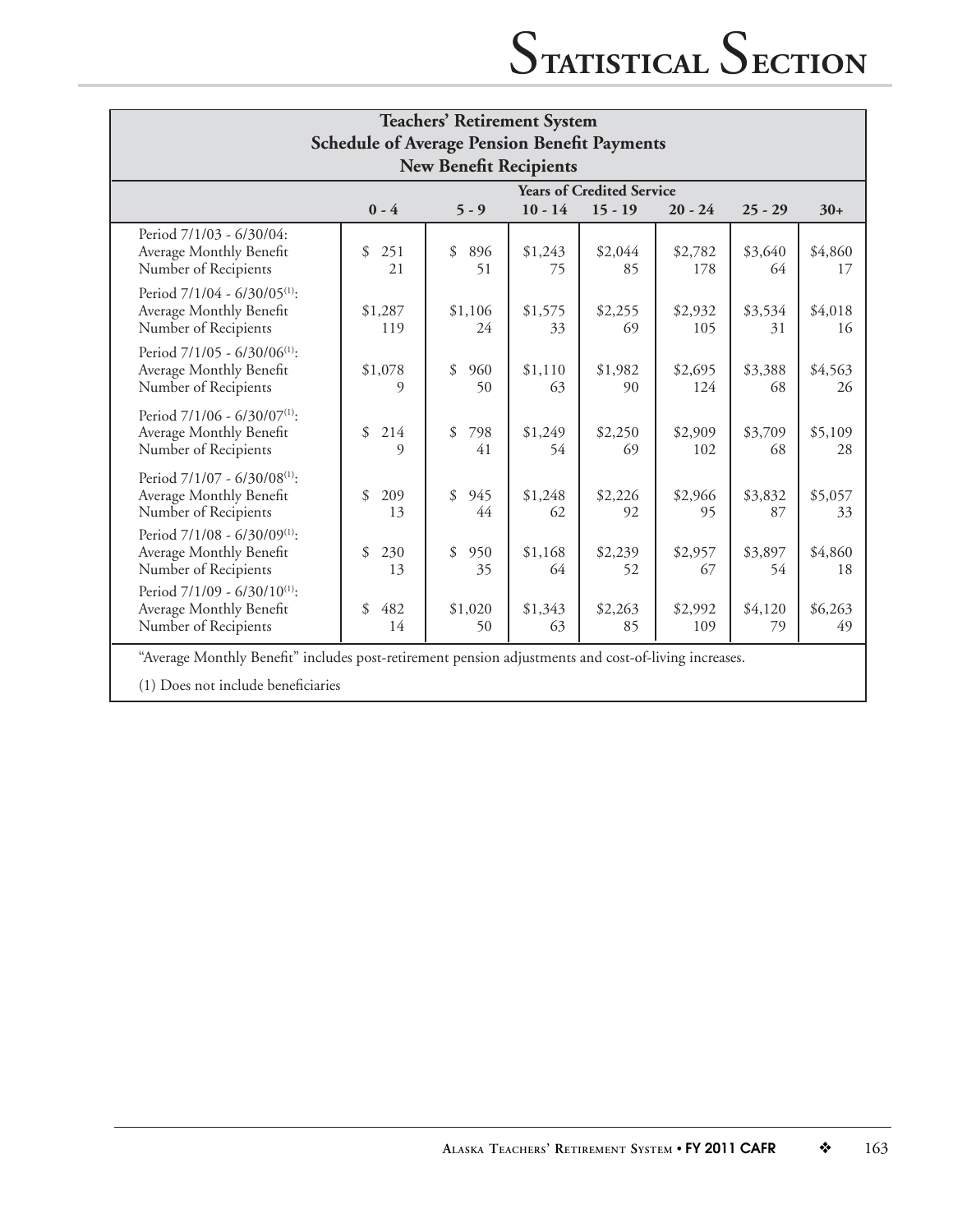## Teachers' Retirement System
## Schedule of Average Pension Benefit Payments
## New Benefit Recipients

| | Years of Credited Service | | | | | | |
|---|---|---|---|---|---|---|---|
| | **0 - 4** | **5 - 9** | **10 - 14** | **15 - 19** | **20 - 24** | **25 - 29** | **30+** |
| Period 7/1/03 - 6/30/04: | | | | | | | |
| Average Monthly Benefit | $ 251 | $ 896 | $1,243 | $2,044 | $2,782 | $3,640 | $4,860 |
| Number of Recipients | 21 | 51 | 75 | 85 | 178 | 64 | 17 |
| Period 7/1/04 - 6/30/05[1]: | | | | | | | |
| Average Monthly Benefit | $1,287 | $1,106 | $1,575 | $2,255 | $2,932 | $3,534 | $4,018 |
| Number of Recipients | 119 | 24 | 33 | 69 | 105 | 31 | 16 |
| Period 7/1/05 - 6/30/06[1]: | | | | | | | |
| Average Monthly Benefit | $1,078 | $ 960 | $1,110 | $1,982 | $2,695 | $3,388 | $4,563 |
| Number of Recipients | 9 | 50 | 63 | 90 | 124 | 68 | 26 |
| Period 7/1/06 - 6/30/07[1]: | | | | | | | |
| Average Monthly Benefit | $ 214 | $ 798 | $1,249 | $2,250 | $2,909 | $3,709 | $5,109 |
| Number of Recipients | 9 | 41 | 54 | 69 | 102 | 68 | 28 |
| Period 7/1/07 - 6/30/08[1]: | | | | | | | |
| Average Monthly Benefit | $ 209 | $ 945 | $1,248 | $2,226 | $2,966 | $3,832 | $5,057 |
| Number of Recipients | 13 | 44 | 62 | 92 | 95 | 87 | 33 |
| Period 7/1/08 - 6/30/09[1]: | | | | | | | |
| Average Monthly Benefit | $ 230 | $ 950 | $1,168 | $2,239 | $2,957 | $3,897 | $4,860 |
| Number of Recipients | 13 | 35 | 64 | 52 | 67 | 54 | 18 |
| Period 7/1/09 - 6/30/10[1]: | | | | | | | |
| Average Monthly Benefit | $ 482 | $1,020 | $1,343 | $2,263 | $2,992 | $4,120 | $6,263 |
| Number of Recipients | 14 | 50 | 63 | 85 | 109 | 79 | 49 |

"Average Monthly Benefit" includes post-retirement pension adjustments and cost-of-living increases.

(1) Does not include beneficiaries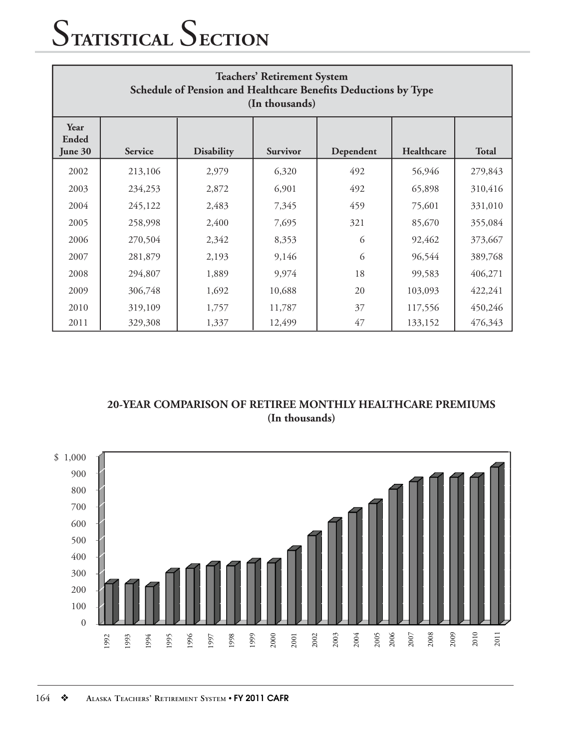# Statistical Section

| Teachers' Retirement System<br>Schedule of Pension and Healthcare Benefits Deductions by Type<br>(In thousands) | | | | | | |
|---|---|---|---|---|---|---|
| Year Ended June 30 | Service | Disability | Survivor | Dependent | Healthcare | Total |
| 2002 | 213,106 | 2,979 | 6,320 | 492 | 56,946 | 279,843 |
| 2003 | 234,253 | 2,872 | 6,901 | 492 | 65,898 | 310,416 |
| 2004 | 245,122 | 2,483 | 7,345 | 459 | 75,601 | 331,010 |
| 2005 | 258,998 | 2,400 | 7,695 | 321 | 85,670 | 355,084 |
| 2006 | 270,504 | 2,342 | 8,353 | 6 | 92,462 | 373,667 |
| 2007 | 281,879 | 2,193 | 9,146 | 6 | 96,544 | 389,768 |
| 2008 | 294,807 | 1,889 | 9,974 | 18 | 99,583 | 406,271 |
| 2009 | 306,748 | 1,692 | 10,688 | 20 | 103,093 | 422,241 |
| 2010 | 319,109 | 1,757 | 11,787 | 37 | 117,556 | 450,246 |
| 2011 | 329,308 | 1,337 | 12,499 | 47 | 133,152 | 476,343 |

**20-YEAR COMPARISON OF RETIREE MONTHLY HEALTHCARE PREMIUMS**
**(In thousands)**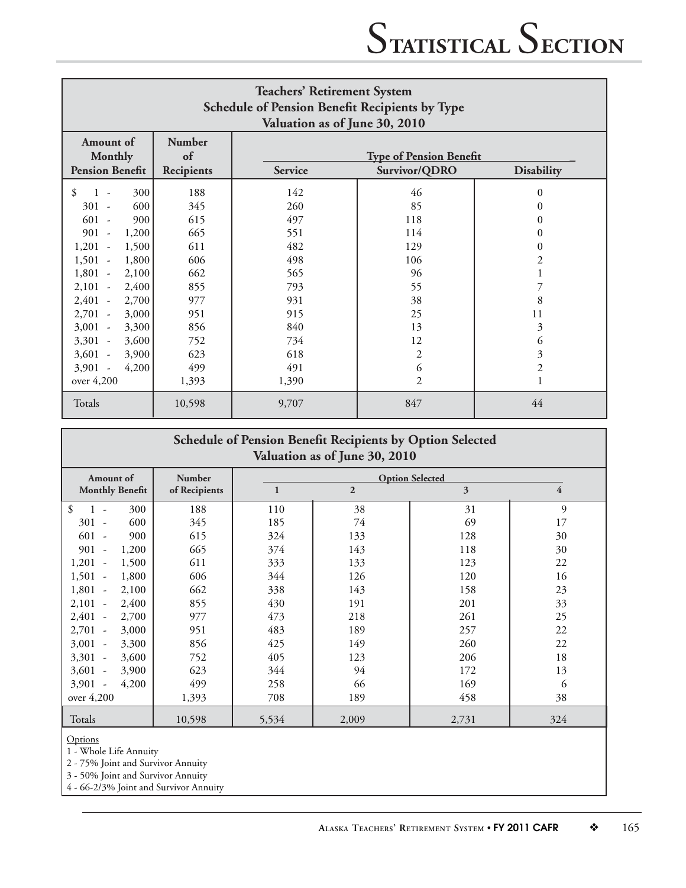## Teachers' Retirement System
### Schedule of Pension Benefit Recipients by Type
### Valuation as of June 30, 2010

| Amount of Monthly Pension Benefit | Number of Recipients | Type of Pension Benefit | | |
|---|---|---|---|---|
| | | Service | Survivor/QDRO | Disability |
| $ 1 - 300 | 188 | 142 | 46 | 0 |
| 301 - 600 | 345 | 260 | 85 | 0 |
| 601 - 900 | 615 | 497 | 118 | 0 |
| 901 - 1,200 | 665 | 551 | 114 | 0 |
| 1,201 - 1,500 | 611 | 482 | 129 | 0 |
| 1,501 - 1,800 | 606 | 498 | 106 | 2 |
| 1,801 - 2,100 | 662 | 565 | 96 | 1 |
| 2,101 - 2,400 | 855 | 793 | 55 | 7 |
| 2,401 - 2,700 | 977 | 931 | 38 | 8 |
| 2,701 - 3,000 | 951 | 915 | 25 | 11 |
| 3,001 - 3,300 | 856 | 840 | 13 | 3 |
| 3,301 - 3,600 | 752 | 734 | 12 | 6 |
| 3,601 - 3,900 | 623 | 618 | 2 | 3 |
| 3,901 - 4,200 | 499 | 491 | 6 | 2 |
| over 4,200 | 1,393 | 1,390 | 2 | 1 |
| Totals | 10,598 | 9,707 | 847 | 44 |

### Schedule of Pension Benefit Recipients by Option Selected
### Valuation as of June 30, 2010

| Amount of Monthly Benefit | Number of Recipients | Option Selected | | | |
|---|---|---|---|---|---|
| | | 1 | 2 | 3 | 4 |
| $ 1 - 300 | 188 | 110 | 38 | 31 | 9 |
| 301 - 600 | 345 | 185 | 74 | 69 | 17 |
| 601 - 900 | 615 | 324 | 133 | 128 | 30 |
| 901 - 1,200 | 665 | 374 | 143 | 118 | 30 |
| 1,201 - 1,500 | 611 | 333 | 133 | 123 | 22 |
| 1,501 - 1,800 | 606 | 344 | 126 | 120 | 16 |
| 1,801 - 2,100 | 662 | 338 | 143 | 158 | 23 |
| 2,101 - 2,400 | 855 | 430 | 191 | 201 | 33 |
| 2,401 - 2,700 | 977 | 473 | 218 | 261 | 25 |
| 2,701 - 3,000 | 951 | 483 | 189 | 257 | 22 |
| 3,001 - 3,300 | 856 | 425 | 149 | 260 | 22 |
| 3,301 - 3,600 | 752 | 405 | 123 | 206 | 18 |
| 3,601 - 3,900 | 623 | 344 | 94 | 172 | 13 |
| 3,901 - 4,200 | 499 | 258 | 66 | 169 | 6 |
| over 4,200 | 1,393 | 708 | 189 | 458 | 38 |
| Totals | 10,598 | 5,534 | 2,009 | 2,731 | 324 |

Options
1 - Whole Life Annuity
2 - 75% Joint and Survivor Annuity
3 - 50% Joint and Survivor Annuity
4 - 66-2/3% Joint and Survivor Annuity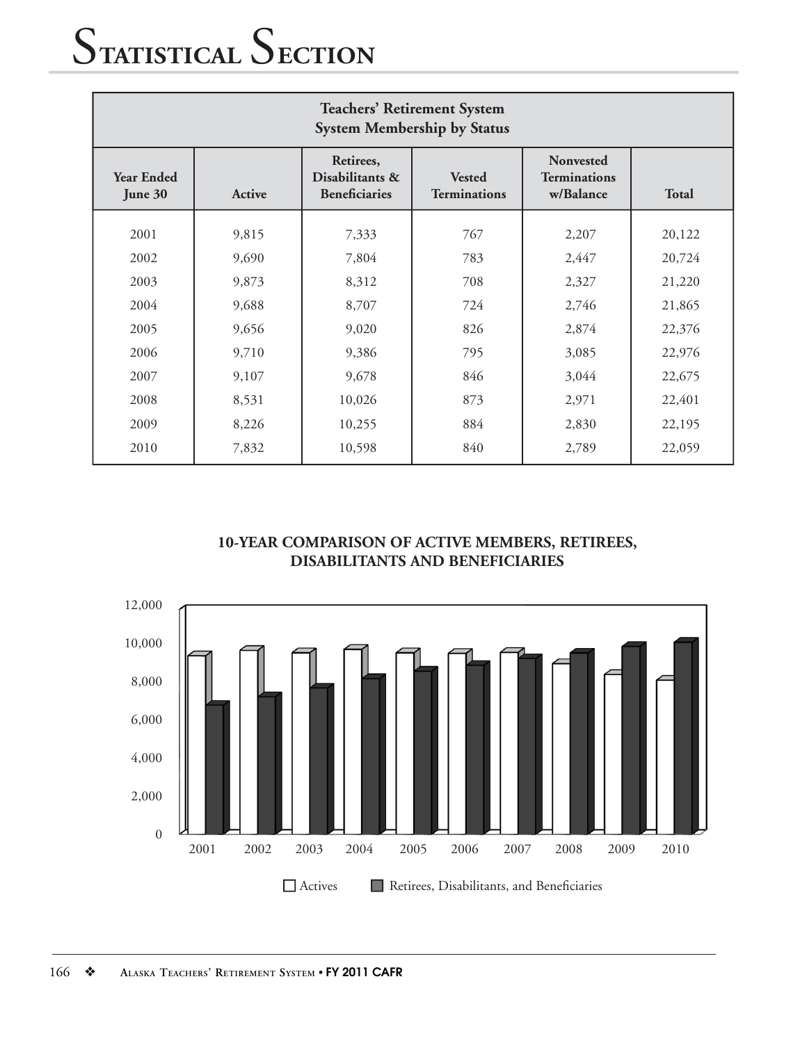# Statistical Section

| Teachers' Retirement System<br>System Membership by Status | | | | | |
|---|---|---|---|---|---|
| Year Ended June 30 | Active | Retirees, Disabilitants & Beneficiaries | Vested Terminations | Nonvested Terminations w/Balance | Total |
| 2001 | 9,815 | 7,333 | 767 | 2,207 | 20,122 |
| 2002 | 9,690 | 7,804 | 783 | 2,447 | 20,724 |
| 2003 | 9,873 | 8,312 | 708 | 2,327 | 21,220 |
| 2004 | 9,688 | 8,707 | 724 | 2,746 | 21,865 |
| 2005 | 9,656 | 9,020 | 826 | 2,874 | 22,376 |
| 2006 | 9,710 | 9,386 | 795 | 3,085 | 22,976 |
| 2007 | 9,107 | 9,678 | 846 | 3,044 | 22,675 |
| 2008 | 8,531 | 10,026 | 873 | 2,971 | 22,401 |
| 2009 | 8,226 | 10,255 | 884 | 2,830 | 22,195 |
| 2010 | 7,832 | 10,598 | 840 | 2,789 | 22,059 |

**10-YEAR COMPARISON OF ACTIVE MEMBERS, RETIREES, DISABILITANTS AND BENEFICIARIES**

12,000
10,000
8,000
6,000
4,000
2,000
0

2001 2002 2003 2004 2005 2006 2007 2008 2009 2010

Actives | Retirees, Disabilitants, and Beneficiaries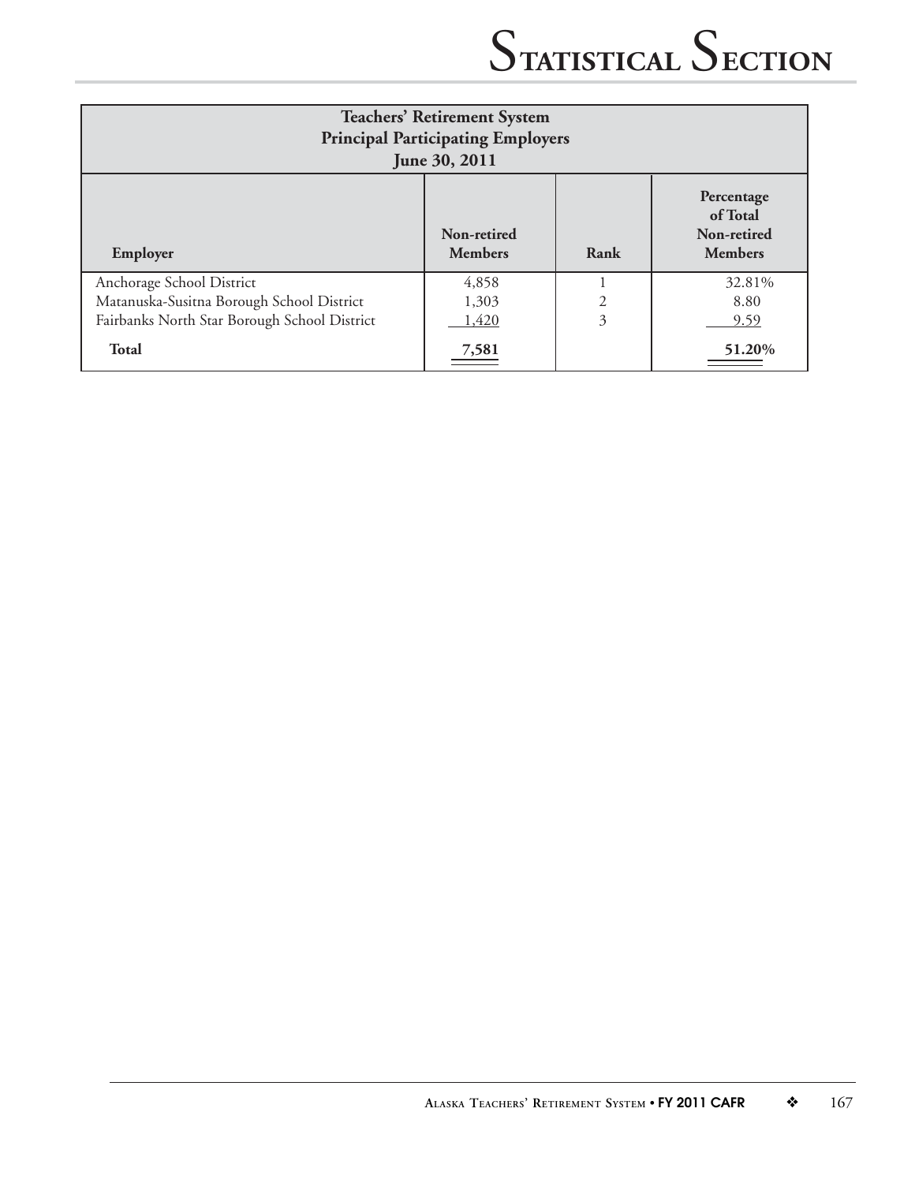| Teachers' Retirement System<br>Principal Participating Employers<br>June 30, 2011 | | | |
|---|---|---|---|
| **Employer** | **Non-retired Members** | **Rank** | **Percentage of Total Non-retired Members** |
| Anchorage School District | 4,858 | 1 | 32.81% |
| Matanuska-Susitna Borough School District | 1,303 | 2 | 8.80 |
| Fairbanks North Star Borough School District | 1,420 | 3 | 9.59 |
| **Total** | **7,581** | | **51.20%** |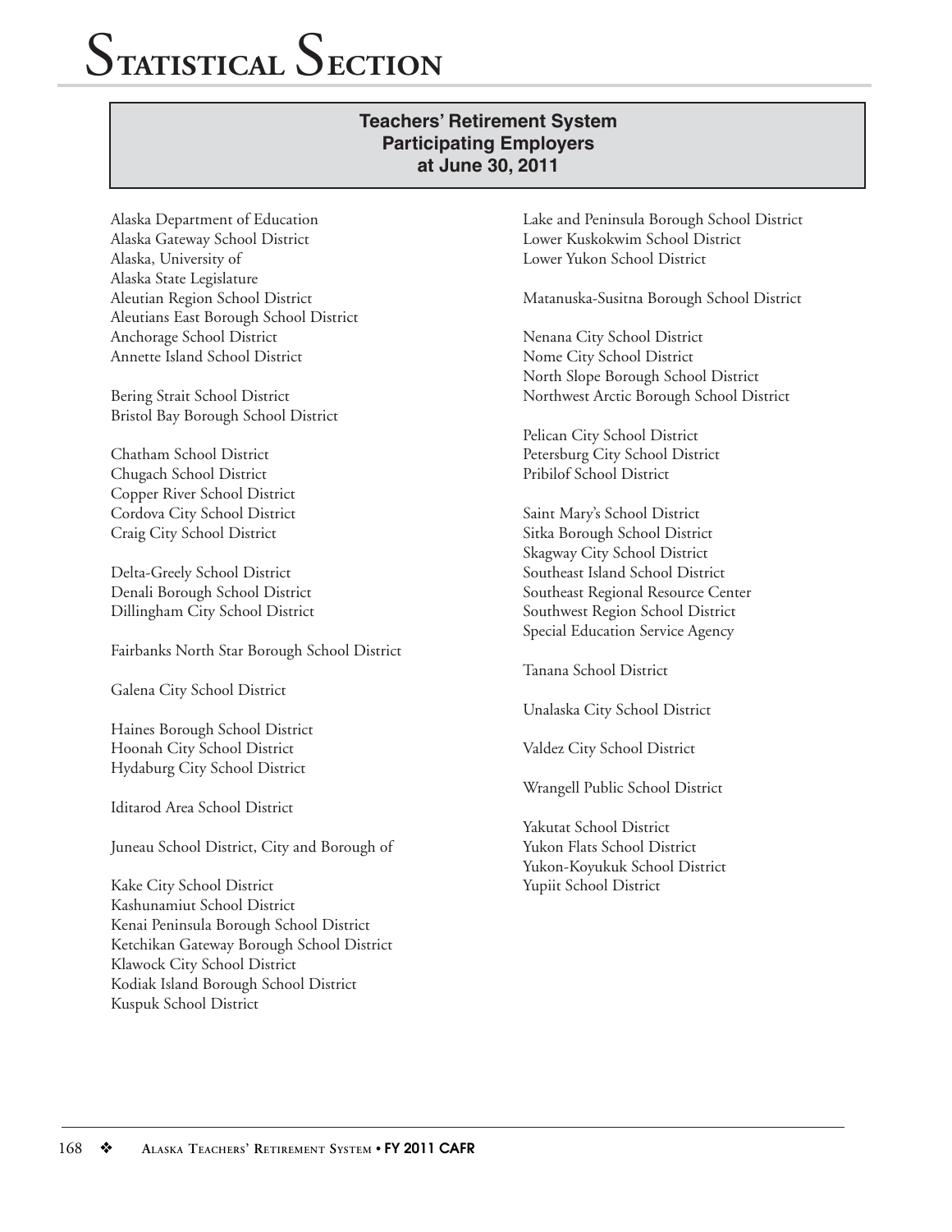## Teachers' Retirement System Participating Employers at June 30, 2011

Alaska Department of Education
Alaska Gateway School District
Alaska, University of
Alaska State Legislature
Aleutian Region School District
Aleutians East Borough School District
Anchorage School District
Annette Island School District

Bering Strait School District
Bristol Bay Borough School District

Chatham School District
Chugach School District
Copper River School District
Cordova City School District
Craig City School District

Delta-Greely School District
Denali Borough School District
Dillingham City School District

Fairbanks North Star Borough School District

Galena City School District

Haines Borough School District
Hoonah City School District
Hydaburg City School District

Iditarod Area School District

Juneau School District, City and Borough of

Kake City School District
Kashunamiut School District
Kenai Peninsula Borough School District
Ketchikan Gateway Borough School District
Klawock City School District
Kodiak Island Borough School District
Kuspuk School District

Lake and Peninsula Borough School District
Lower Kuskokwim School District
Lower Yukon School District

Matanuska-Susitna Borough School District

Nenana City School District
Nome City School District
North Slope Borough School District
Northwest Arctic Borough School District

Pelican City School District
Petersburg City School District
Pribilof School District

Saint Mary's School District
Sitka Borough School District
Skagway City School District
Southeast Island School District
Southeast Regional Resource Center
Southwest Region School District
Special Education Service Agency

Tanana School District

Unalaska City School District

Valdez City School District

Wrangell Public School District

Yakutat School District
Yukon Flats School District
Yukon-Koyukuk School District
Yupiit School District